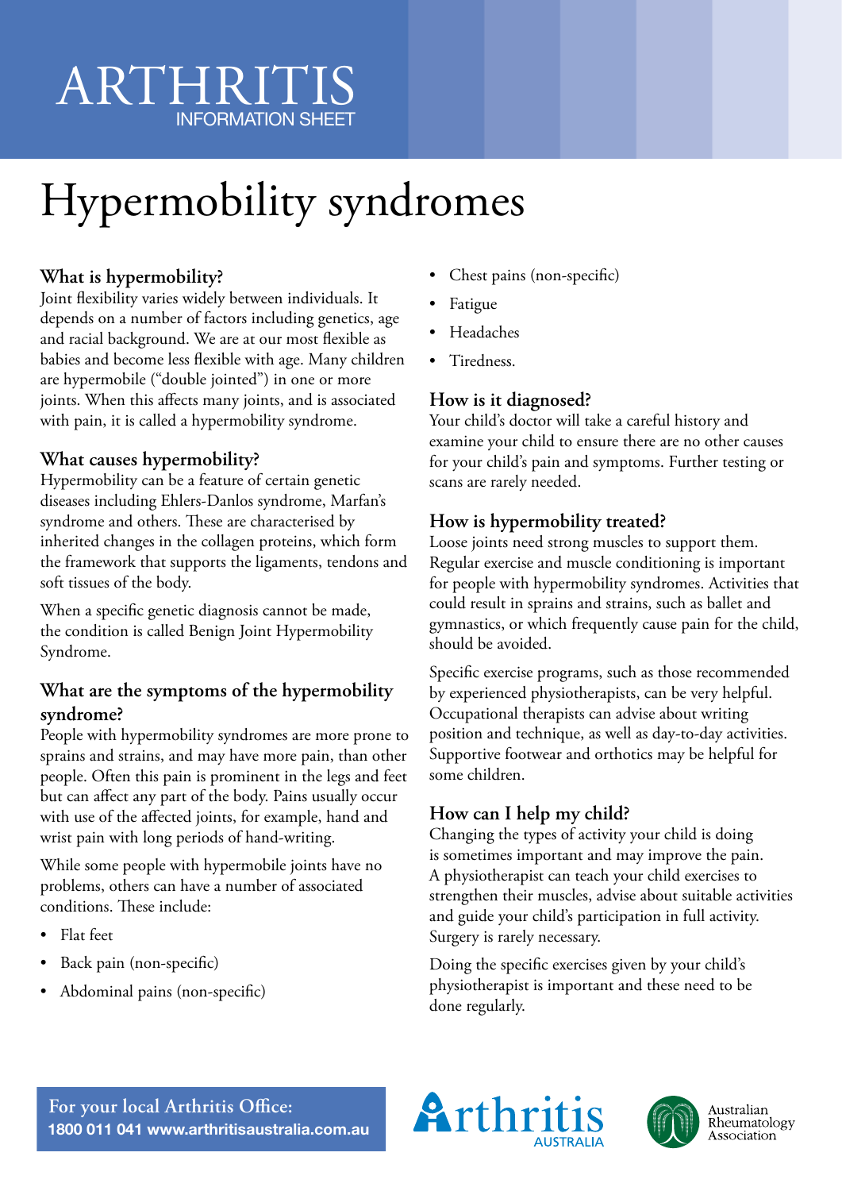ARTHRITIS
INFORMATION SHEET

# Hypermobility syndromes

## What is hypermobility?

Joint flexibility varies widely between individuals. It depends on a number of factors including genetics, age and racial background. We are at our most flexible as babies and become less flexible with age. Many children are hypermobile ("double jointed") in one or more joints. When this affects many joints, and is associated with pain, it is called a hypermobility syndrome.

## What causes hypermobility?

Hypermobility can be a feature of certain genetic diseases including Ehlers-Danlos syndrome, Marfan's syndrome and others. These are characterised by inherited changes in the collagen proteins, which form the framework that supports the ligaments, tendons and soft tissues of the body.

When a specific genetic diagnosis cannot be made, the condition is called Benign Joint Hypermobility Syndrome.

## What are the symptoms of the hypermobility syndrome?

People with hypermobility syndromes are more prone to sprains and strains, and may have more pain, than other people. Often this pain is prominent in the legs and feet but can affect any part of the body. Pains usually occur with use of the affected joints, for example, hand and wrist pain with long periods of hand-writing.

While some people with hypermobile joints have no problems, others can have a number of associated conditions. These include:

- Flat feet
- Back pain (non-specific)
- Abdominal pains (non-specific)
- Chest pains (non-specific)
- Fatigue
- Headaches
- Tiredness.

## How is it diagnosed?

Your child's doctor will take a careful history and examine your child to ensure there are no other causes for your child's pain and symptoms. Further testing or scans are rarely needed.

## How is hypermobility treated?

Loose joints need strong muscles to support them. Regular exercise and muscle conditioning is important for people with hypermobility syndromes. Activities that could result in sprains and strains, such as ballet and gymnastics, or which frequently cause pain for the child, should be avoided.

Specific exercise programs, such as those recommended by experienced physiotherapists, can be very helpful. Occupational therapists can advise about writing position and technique, as well as day-to-day activities. Supportive footwear and orthotics may be helpful for some children.

## How can I help my child?

Changing the types of activity your child is doing is sometimes important and may improve the pain. A physiotherapist can teach your child exercises to strengthen their muscles, advise about suitable activities and guide your child's participation in full activity. Surgery is rarely necessary.

Doing the specific exercises given by your child's physiotherapist is important and these need to be done regularly.

**For your local Arthritis Office:**
**1800 011 041 www.arthritisaustralia.com.au**

Arthritis AUSTRALIA

Australian Rheumatology Association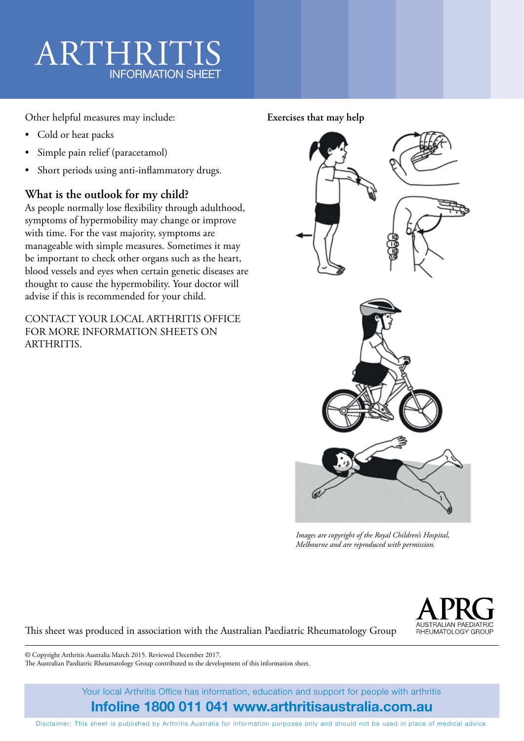Other helpful measures may include:

- Cold or heat packs
- Simple pain relief (paracetamol)
- Short periods using anti-inflammatory drugs.

## What is the outlook for my child?

As people normally lose flexibility through adulthood, symptoms of hypermobility may change or improve with time. For the vast majority, symptoms are manageable with simple measures. Sometimes it may be important to check other organs such as the heart, blood vessels and eyes when certain genetic diseases are thought to cause the hypermobility. Your doctor will advise if this is recommended for your child.

CONTACT YOUR LOCAL ARTHRITIS OFFICE FOR MORE INFORMATION SHEETS ON ARTHRITIS.

**Exercises that may help**

*Images are copyright of the Royal Children's Hospital, Melbourne and are reproduced with permission.*

This sheet was produced in association with the Australian Paediatric Rheumatology Group

APRG AUSTRALIAN PAEDIATRIC RHEUMATOLOGY GROUP

© Copyright Arthritis Australia March 2015. Reviewed December 2017.
The Australian Paediatric Rheumatology Group contributed to the development of this information sheet.

Your local Arthritis Office has information, education and support for people with arthritis

**Infoline 1800 011 041 www.arthritisaustralia.com.au**

Disclaimer: This sheet is published by Arthritis Australia for information purposes only and should not be used in place of medical advice.